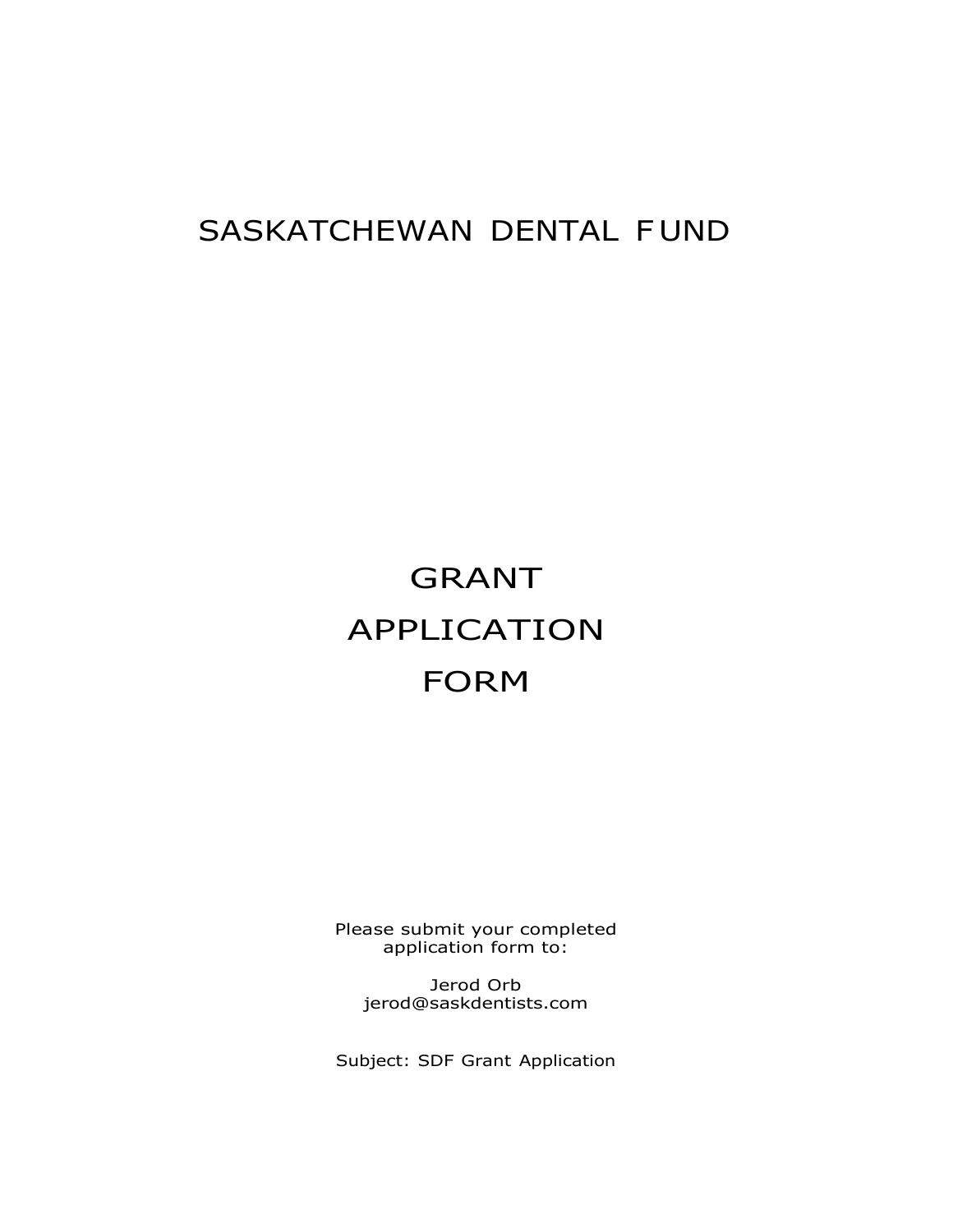# SASKATCHEWAN DENTAL FUND

# GRANT APPLICATION FORM

Please submit your completed application form to:

Jerod Orb
jerod@saskdentists.com

Subject: SDF Grant Application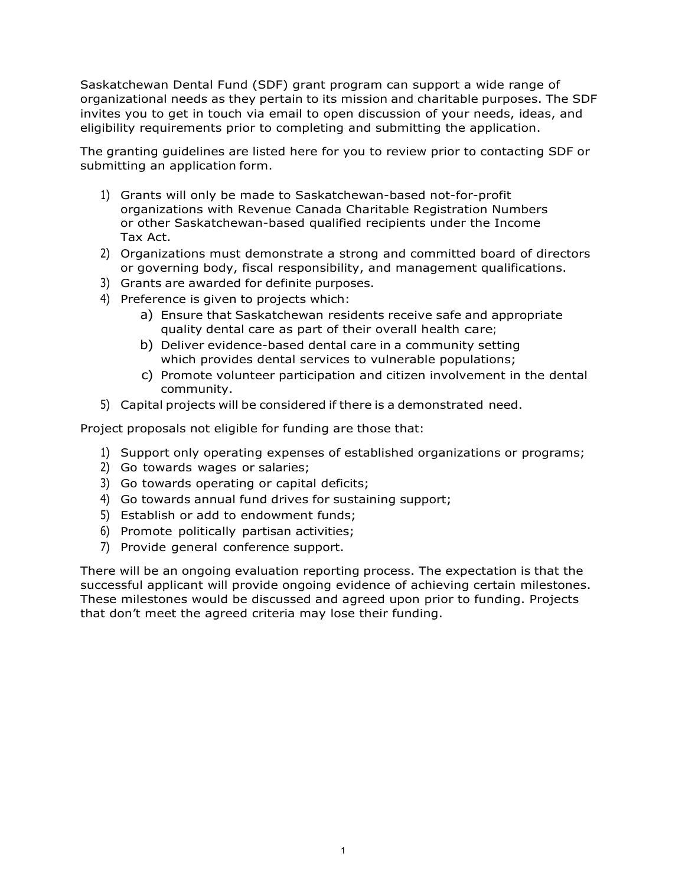Saskatchewan Dental Fund (SDF) grant program can support a wide range of organizational needs as they pertain to its mission and charitable purposes. The SDF invites you to get in touch via email to open discussion of your needs, ideas, and eligibility requirements prior to completing and submitting the application.

The granting guidelines are listed here for you to review prior to contacting SDF or submitting an application form.

1) Grants will only be made to Saskatchewan-based not-for-profit organizations with Revenue Canada Charitable Registration Numbers or other Saskatchewan-based qualified recipients under the Income Tax Act.
2) Organizations must demonstrate a strong and committed board of directors or governing body, fiscal responsibility, and management qualifications.
3) Grants are awarded for definite purposes.
4) Preference is given to projects which:
    a) Ensure that Saskatchewan residents receive safe and appropriate quality dental care as part of their overall health care;
    b) Deliver evidence-based dental care in a community setting which provides dental services to vulnerable populations;
    c) Promote volunteer participation and citizen involvement in the dental community.
5) Capital projects will be considered if there is a demonstrated need.

Project proposals not eligible for funding are those that:

1) Support only operating expenses of established organizations or programs;
2) Go towards wages or salaries;
3) Go towards operating or capital deficits;
4) Go towards annual fund drives for sustaining support;
5) Establish or add to endowment funds;
6) Promote politically partisan activities;
7) Provide general conference support.

There will be an ongoing evaluation reporting process. The expectation is that the successful applicant will provide ongoing evidence of achieving certain milestones. These milestones would be discussed and agreed upon prior to funding. Projects that don't meet the agreed criteria may lose their funding.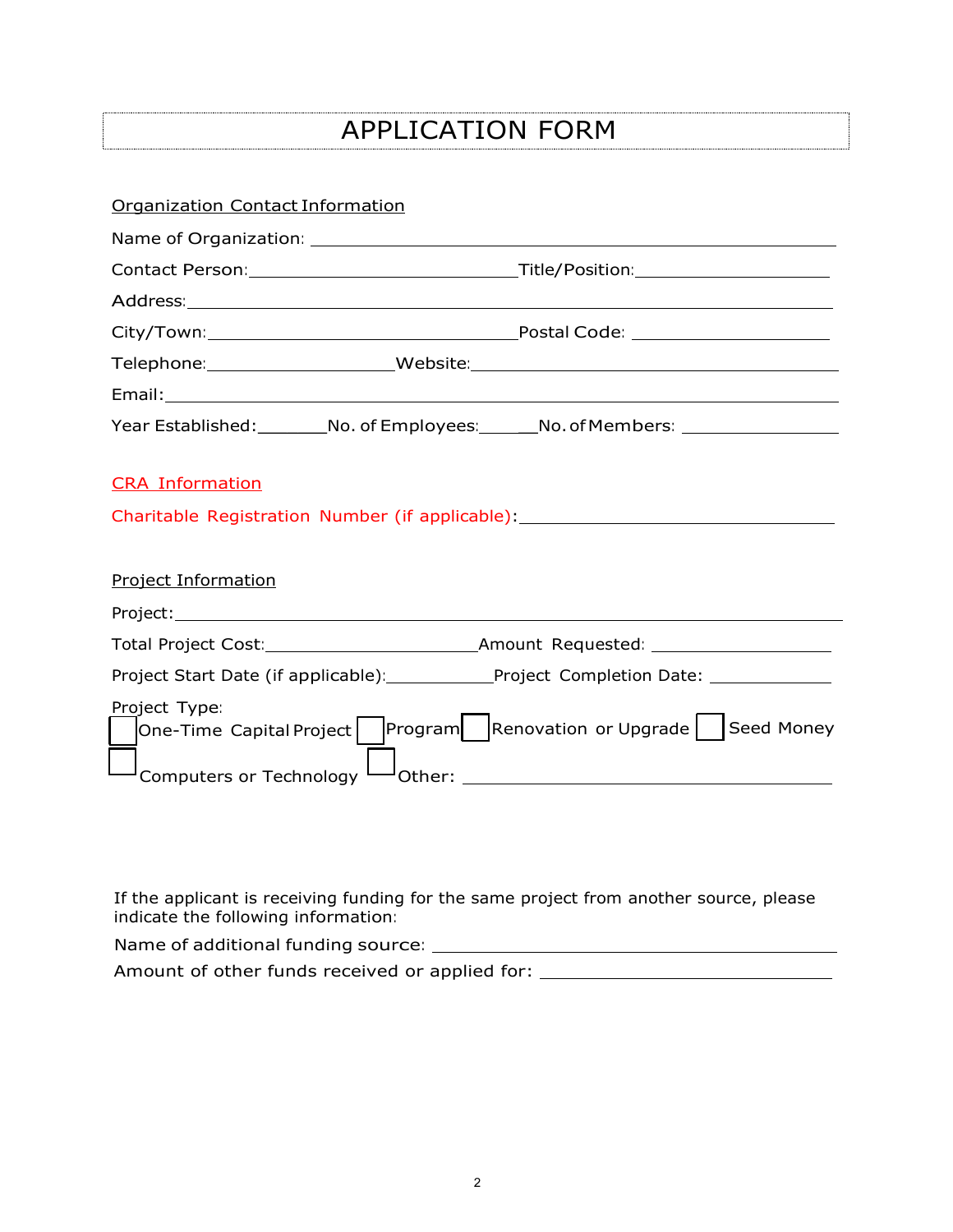# APPLICATION FORM

Organization Contact Information

Name of Organization: ______________________________________________

Contact Person: ____________________________ Title/Position: ____________________

Address: ___________________________________________________________

City/Town: _________________________________ Postal Code: ____________________

Telephone: ____________________ Website: ____________________________________

Email: _____________________________________________________________

Year Established: _______ No. of Employees: ______ No. of Members: ________________

CRA Information

Charitable Registration Number (if applicable): ____________________________________

Project Information

Project: ____________________________________________________________

Total Project Cost: _______________________ Amount Requested: ____________________

Project Start Date (if applicable): ___________ Project Completion Date: _____________

Project Type:

☐ One-Time Capital Project ☐ Program ☐ Renovation or Upgrade ☐ Seed Money

☐ Computers or Technology ☐ Other: ________________________________________

If the applicant is receiving funding for the same project from another source, please indicate the following information:

Name of additional funding source: ____________________________________________

Amount of other funds received or applied for: ___________________________________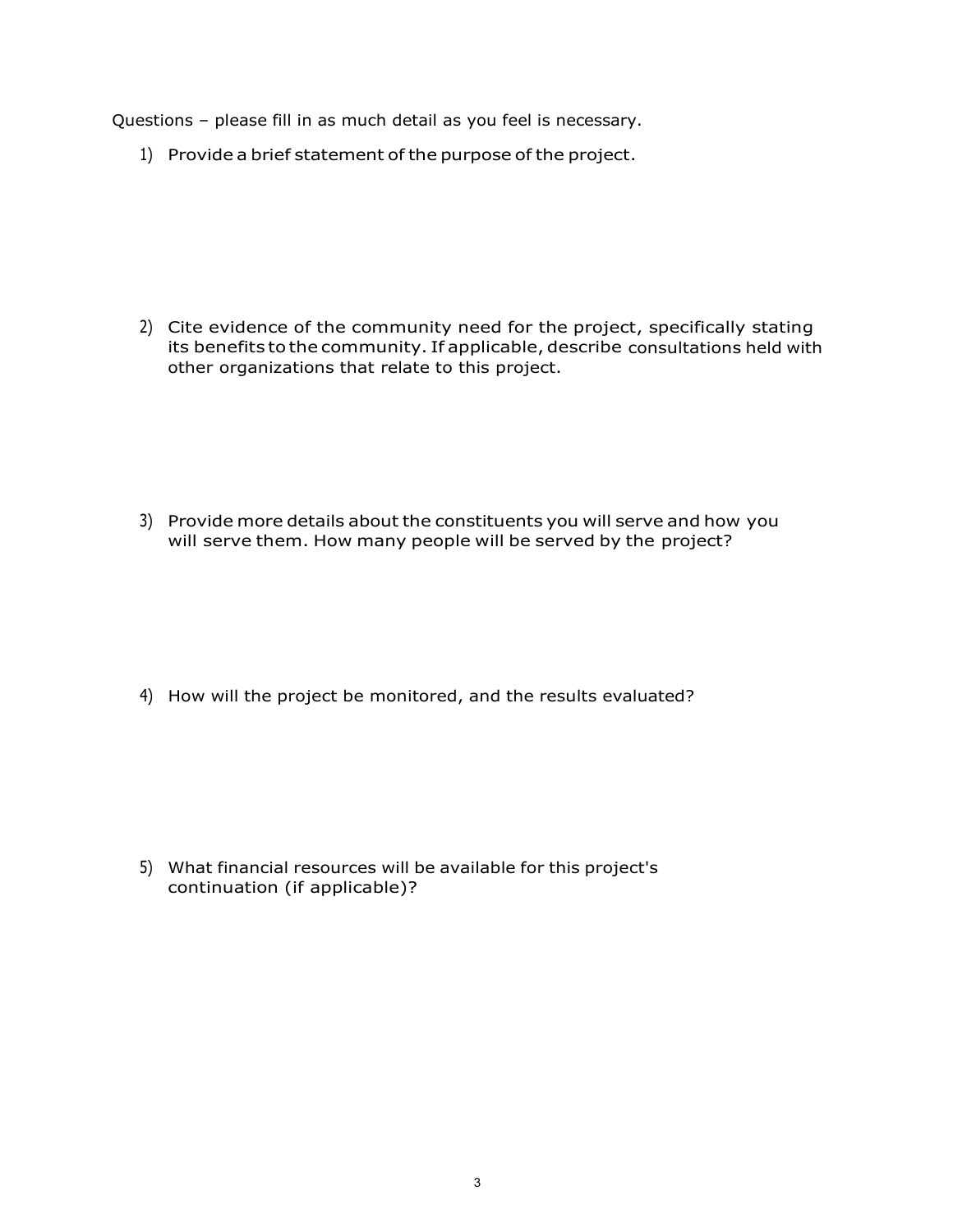Questions – please fill in as much detail as you feel is necessary.

1) Provide a brief statement of the purpose of the project.

2) Cite evidence of the community need for the project, specifically stating its benefits to the community. If applicable, describe consultations held with other organizations that relate to this project.

3) Provide more details about the constituents you will serve and how you will serve them. How many people will be served by the project?

4) How will the project be monitored, and the results evaluated?

5) What financial resources will be available for this project's continuation (if applicable)?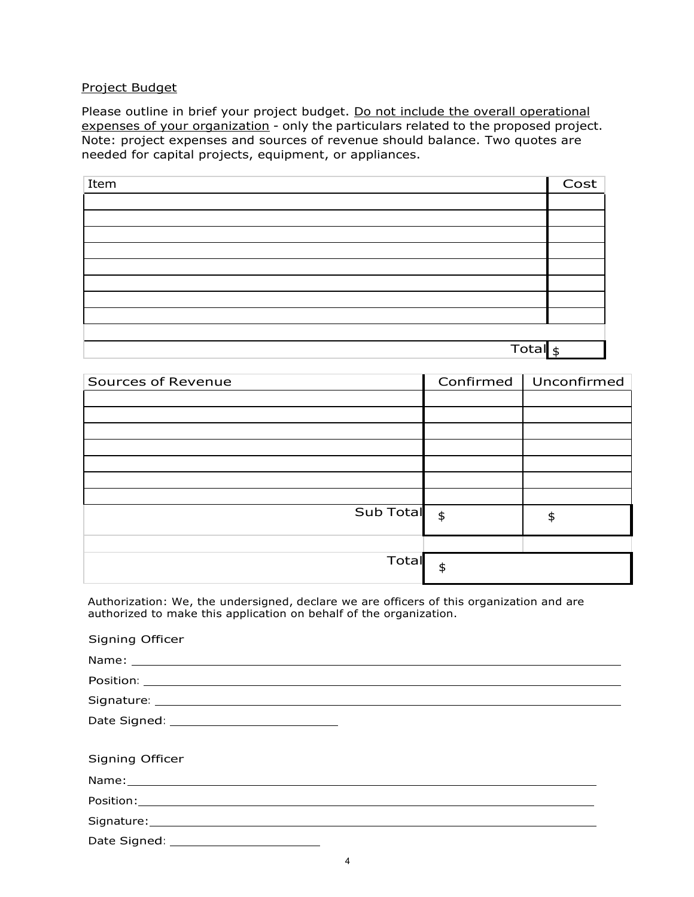<u>Project Budget</u>

Please outline in brief your project budget. <u>Do not include the overall operational expenses of your organization</u> - only the particulars related to the proposed project. Note: project expenses and sources of revenue should balance. Two quotes are needed for capital projects, equipment, or appliances.

| Item | Cost |
|---|---|
| | |
| | |
| | |
| | |
| | |
| | |
| | |
| | |
| | |
| Total | $ |

| Sources of Revenue | Confirmed | Unconfirmed |
|---|---|---|
| | | |
| | | |
| | | |
| | | |
| | | |
| | | |
| | | |
| Sub Total | $ | $ |
| | | |
| Total | $ | |

Authorization: We, the undersigned, declare we are officers of this organization and are authorized to make this application on behalf of the organization.

Signing Officer

Name: ____________________

Position: ____________________

Signature: ____________________

Date Signed: ____________________

Signing Officer

Name: ____________________

Position: ____________________

Signature: ____________________

Date Signed: ____________________